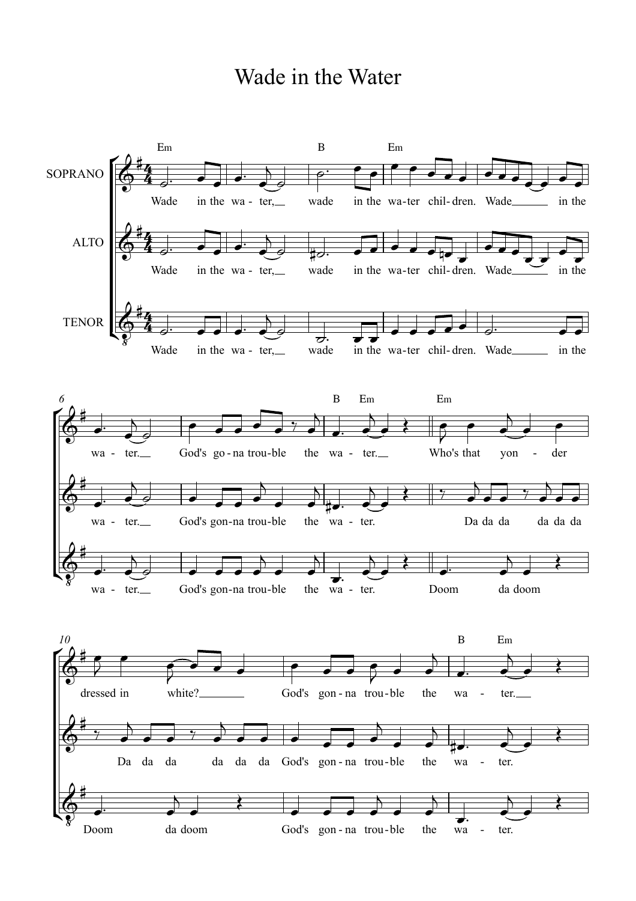# Wade in the Water

SOPRANO

Em | B | Em

Wade in the wa - ter, wade in the wa-ter chil- dren. Wade in the wa - ter. God's go - na trou-ble the wa - ter.

B Em | Em

Who's that yon - der dressed in white? God's gon - na trou - ble the wa - ter.

B Em

ALTO

Wade in the wa - ter, wade in the wa-ter chil- dren. Wade in the wa - ter. God's gon-na trou-ble the wa - ter.

Da da da da da da Da da da da da da God's gon - na trou - ble the wa - ter.

TENOR

Wade in the wa - ter, wade in the wa-ter chil- dren. Wade in the wa - ter. God's gon-na trou-ble the wa - ter.

Doom da doom Doom da doom God's gon - na trou - ble the wa - ter.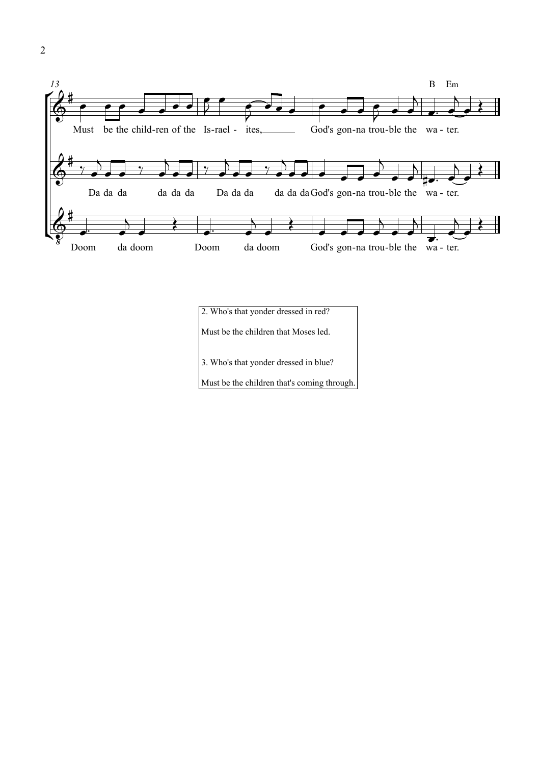2. Who's that yonder dressed in red?

Must be the children that Moses led.

3. Who's that yonder dressed in blue?

Must be the children that's coming through.